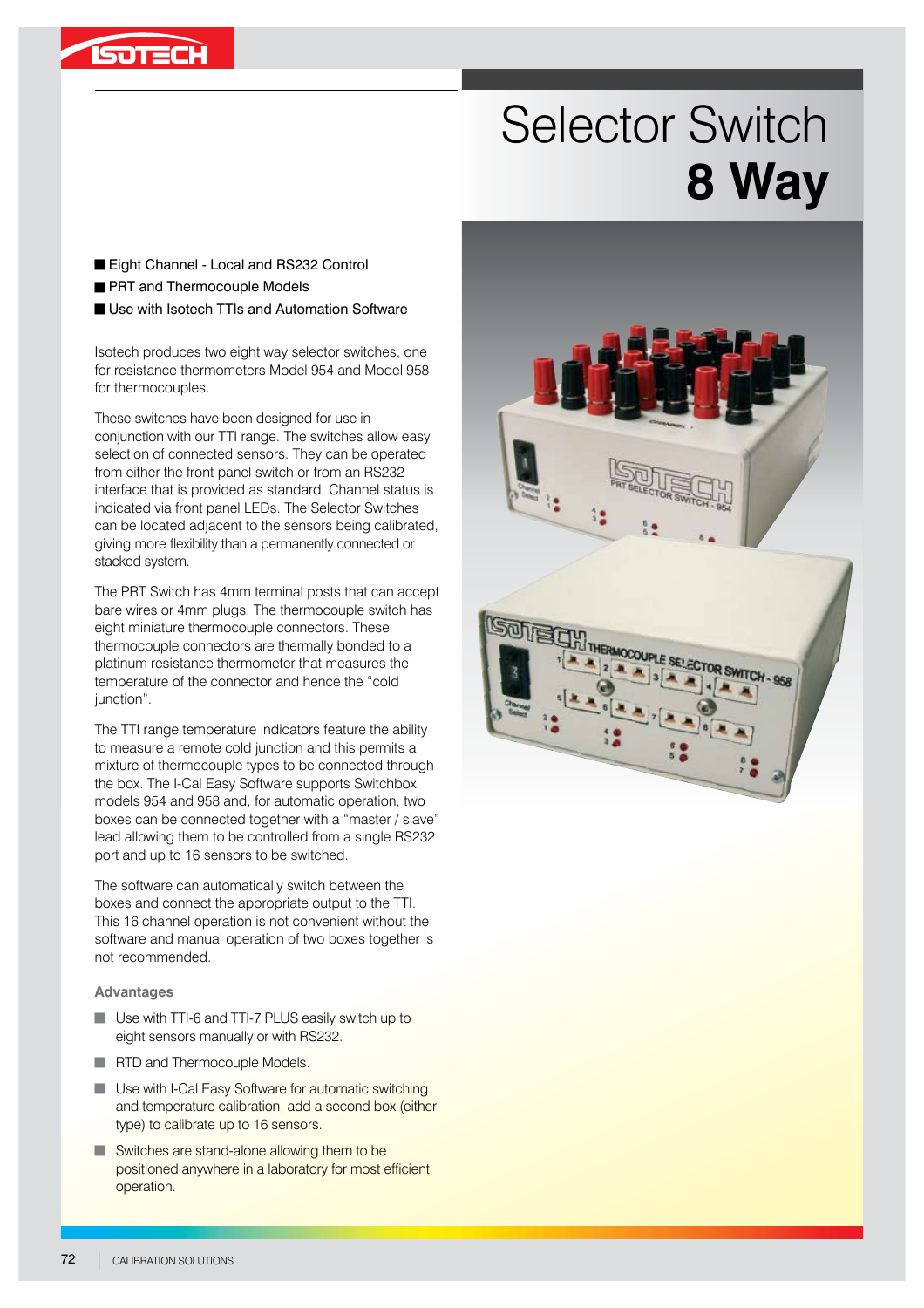# Selector Switch
# **8 Way**

- Eight Channel - Local and RS232 Control
- PRT and Thermocouple Models
- Use with Isotech TTIs and Automation Software

Isotech produces two eight way selector switches, one for resistance thermometers Model 954 and Model 958 for thermocouples.

These switches have been designed for use in conjunction with our TTI range. The switches allow easy selection of connected sensors. They can be operated from either the front panel switch or from an RS232 interface that is provided as standard. Channel status is indicated via front panel LEDs. The Selector Switches can be located adjacent to the sensors being calibrated, giving more flexibility than a permanently connected or stacked system.

The PRT Switch has 4mm terminal posts that can accept bare wires or 4mm plugs. The thermocouple switch has eight miniature thermocouple connectors. These thermocouple connectors are thermally bonded to a platinum resistance thermometer that measures the temperature of the connector and hence the "cold junction".

The TTI range temperature indicators feature the ability to measure a remote cold junction and this permits a mixture of thermocouple types to be connected through the box. The I-Cal Easy Software supports Switchbox models 954 and 958 and, for automatic operation, two boxes can be connected together with a "master / slave" lead allowing them to be controlled from a single RS232 port and up to 16 sensors to be switched.

The software can automatically switch between the boxes and connect the appropriate output to the TTI. This 16 channel operation is not convenient without the software and manual operation of two boxes together is not recommended.

### Advantages

- Use with TTI-6 and TTI-7 PLUS easily switch up to eight sensors manually or with RS232.
- RTD and Thermocouple Models.
- Use with I-Cal Easy Software for automatic switching and temperature calibration, add a second box (either type) to calibrate up to 16 sensors.
- Switches are stand-alone allowing them to be positioned anywhere in a laboratory for most efficient operation.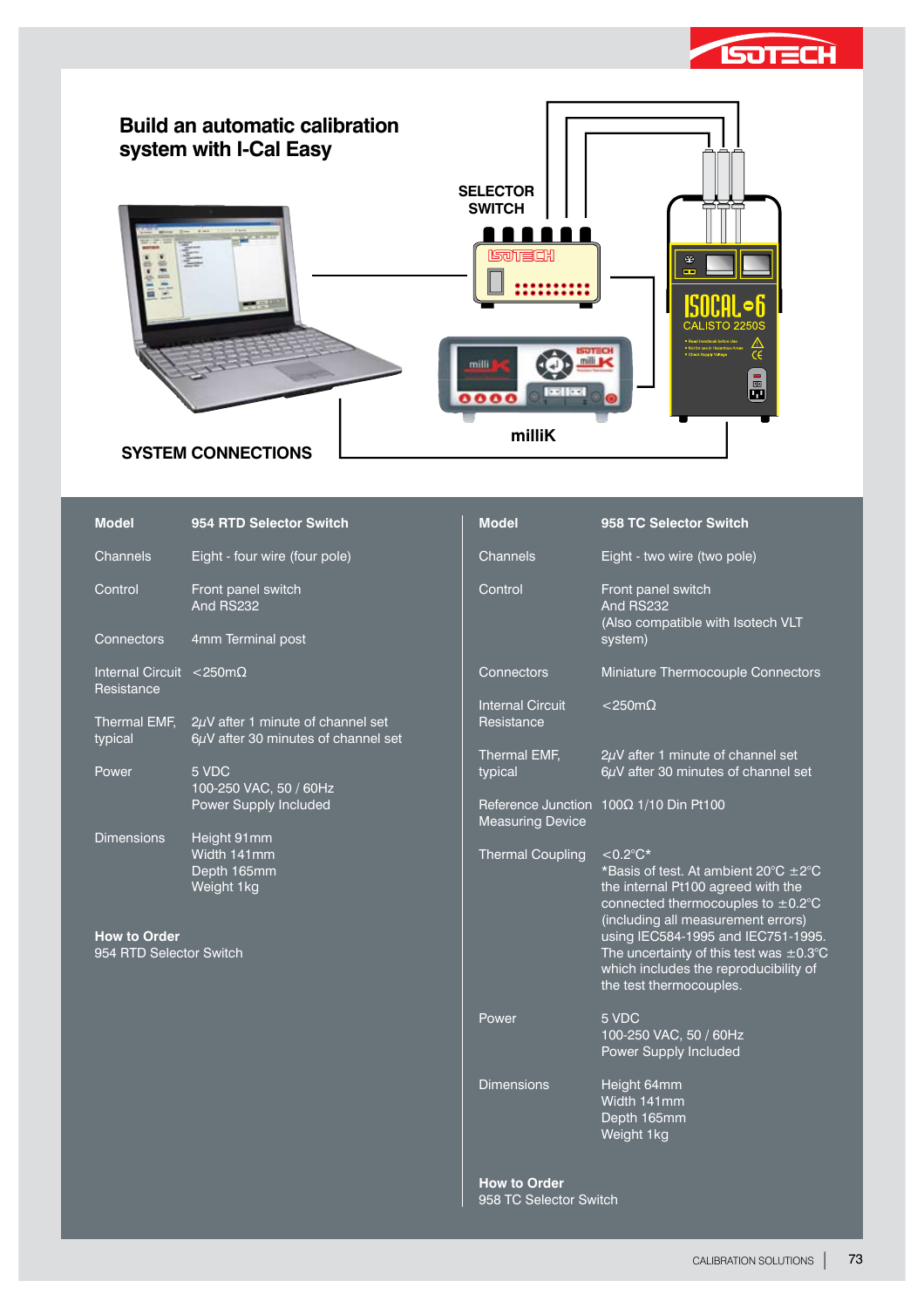## Build an automatic calibration system with I-Cal Easy

SELECTOR SWITCH

milliK

SYSTEM CONNECTIONS

| Model | 954 RTD Selector Switch |
|---|---|
| Channels | Eight - four wire (four pole) |
| Control | Front panel switch<br>And RS232 |
| Connectors | 4mm Terminal post |
| Internal Circuit Resistance | <250mΩ |
| Thermal EMF, typical | 2µV after 1 minute of channel set<br>6µV after 30 minutes of channel set |
| Power | 5 VDC<br>100-250 VAC, 50 / 60Hz<br>Power Supply Included |
| Dimensions | Height 91mm<br>Width 141mm<br>Depth 165mm<br>Weight 1kg |

**How to Order**
954 RTD Selector Switch

| Model | 958 TC Selector Switch |
|---|---|
| Channels | Eight - two wire (two pole) |
| Control | Front panel switch<br>And RS232<br>(Also compatible with Isotech VLT system) |
| Connectors | Miniature Thermocouple Connectors |
| Internal Circuit Resistance | <250mΩ |
| Thermal EMF, typical | 2µV after 1 minute of channel set<br>6µV after 30 minutes of channel set |
| Reference Junction Measuring Device | 100Ω 1/10 Din Pt100 |
| Thermal Coupling | <0.2°C*<br>*Basis of test. At ambient 20°C ±2°C the internal Pt100 agreed with the connected thermocouples to ±0.2°C (including all measurement errors) using IEC584-1995 and IEC751-1995. The uncertainty of this test was ±0.3°C which includes the reproducibility of the test thermocouples. |
| Power | 5 VDC<br>100-250 VAC, 50 / 60Hz<br>Power Supply Included |
| Dimensions | Height 64mm<br>Width 141mm<br>Depth 165mm<br>Weight 1kg |

**How to Order**
958 TC Selector Switch